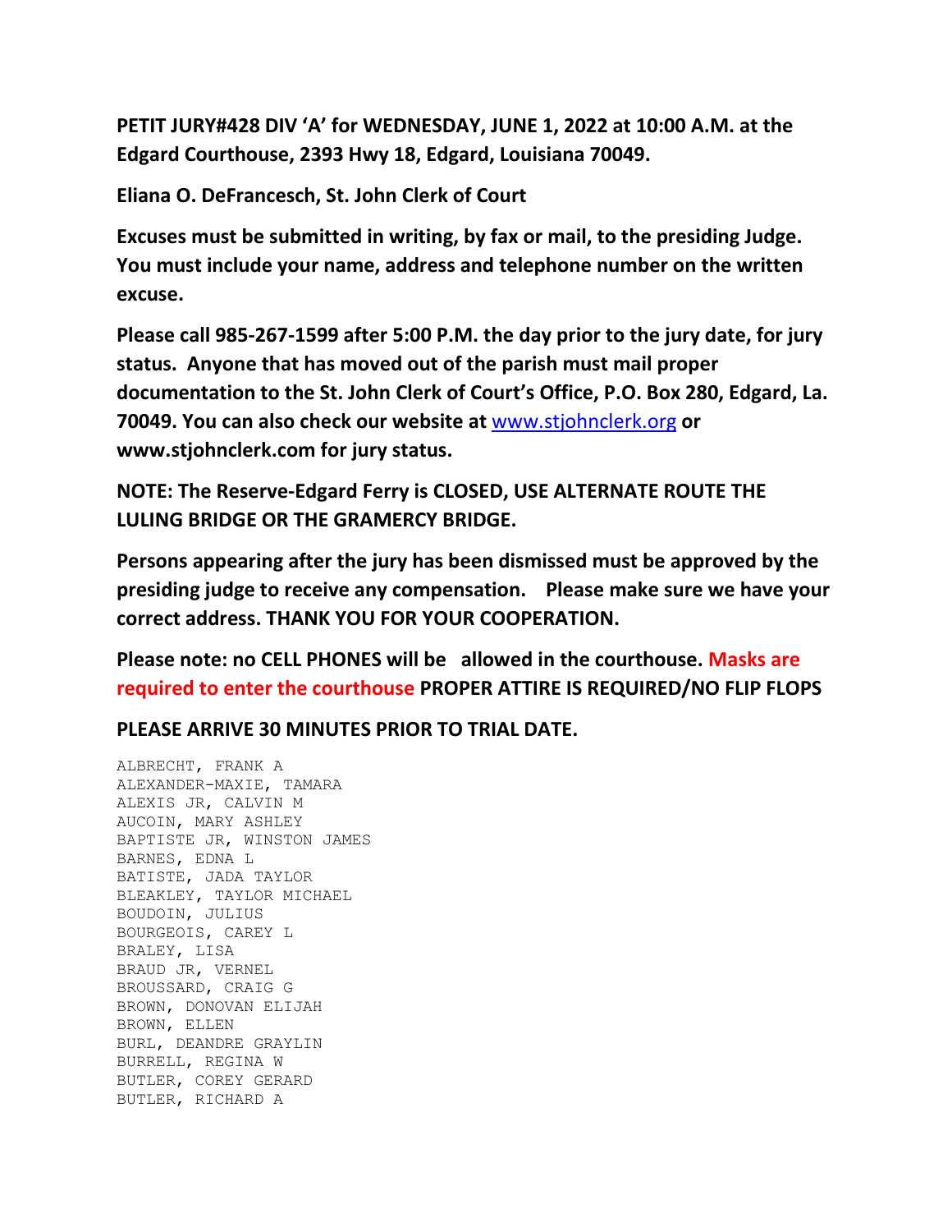**PETIT JURY#428 DIV 'A' for WEDNESDAY, JUNE 1, 2022 at 10:00 A.M. at the Edgard Courthouse, 2393 Hwy 18, Edgard, Louisiana 70049.**

**Eliana O. DeFrancesch, St. John Clerk of Court**

**Excuses must be submitted in writing, by fax or mail, to the presiding Judge. You must include your name, address and telephone number on the written excuse.**

**Please call 985-267-1599 after 5:00 P.M. the day prior to the jury date, for jury status. Anyone that has moved out of the parish must mail proper documentation to the St. John Clerk of Court's Office, P.O. Box 280, Edgard, La. 70049. You can also check our website at www.stjohnclerk.org or www.stjohnclerk.com for jury status.**

**NOTE: The Reserve-Edgard Ferry is CLOSED, USE ALTERNATE ROUTE THE LULING BRIDGE OR THE GRAMERCY BRIDGE.**

**Persons appearing after the jury has been dismissed must be approved by the presiding judge to receive any compensation. Please make sure we have your correct address. THANK YOU FOR YOUR COOPERATION.**

**Please note: no CELL PHONES will be allowed in the courthouse. Masks are required to enter the courthouse PROPER ATTIRE IS REQUIRED/NO FLIP FLOPS**

**PLEASE ARRIVE 30 MINUTES PRIOR TO TRIAL DATE.**

ALBRECHT, FRANK A
ALEXANDER-MAXIE, TAMARA
ALEXIS JR, CALVIN M
AUCOIN, MARY ASHLEY
BAPTISTE JR, WINSTON JAMES
BARNES, EDNA L
BATISTE, JADA TAYLOR
BLEAKLEY, TAYLOR MICHAEL
BOUDOIN, JULIUS
BOURGEOIS, CAREY L
BRALEY, LISA
BRAUD JR, VERNEL
BROUSSARD, CRAIG G
BROWN, DONOVAN ELIJAH
BROWN, ELLEN
BURL, DEANDRE GRAYLIN
BURRELL, REGINA W
BUTLER, COREY GERARD
BUTLER, RICHARD A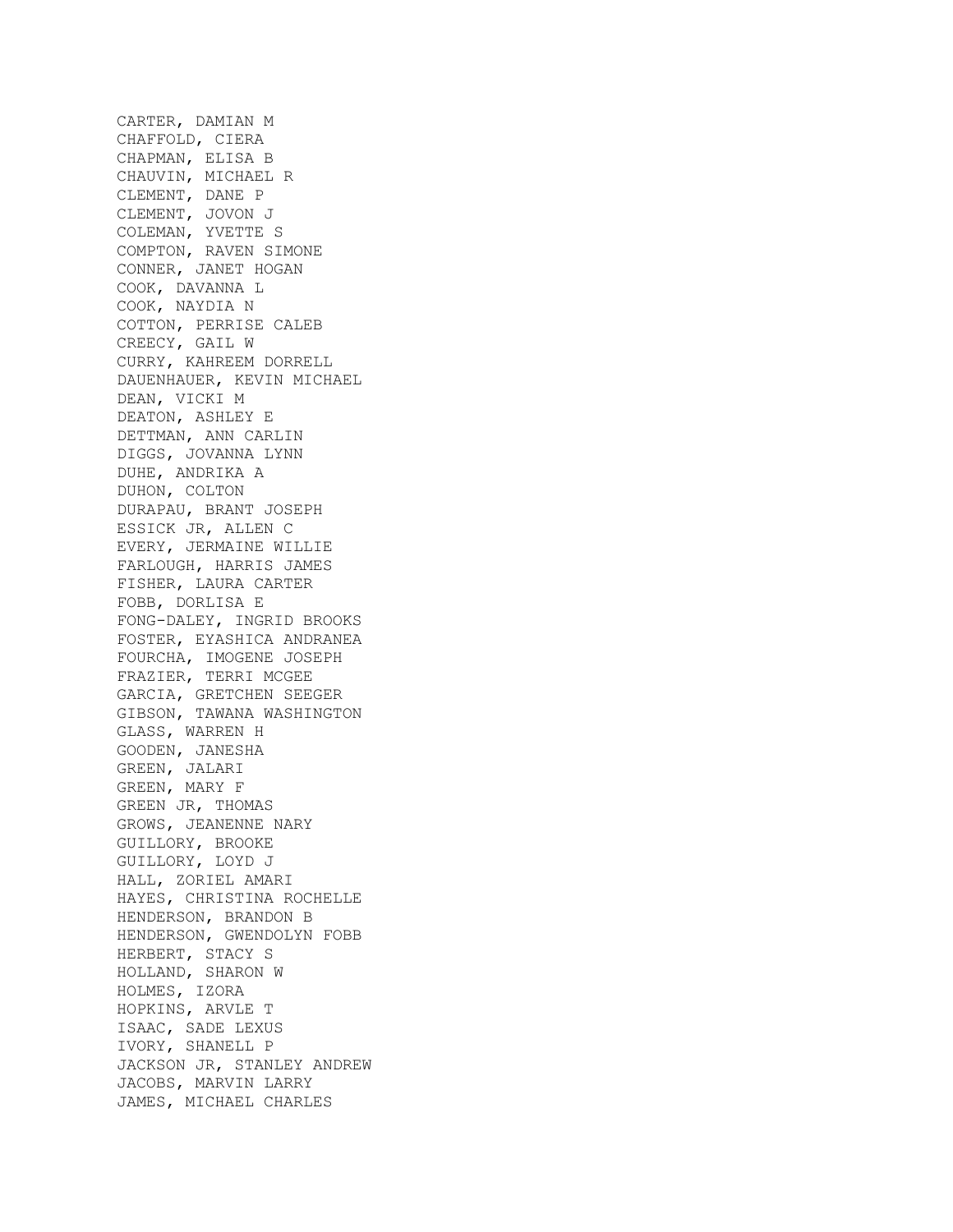CARTER, DAMIAN M
CHAFFOLD, CIERA
CHAPMAN, ELISA B
CHAUVIN, MICHAEL R
CLEMENT, DANE P
CLEMENT, JOVON J
COLEMAN, YVETTE S
COMPTON, RAVEN SIMONE
CONNER, JANET HOGAN
COOK, DAVANNA L
COOK, NAYDIA N
COTTON, PERRISE CALEB
CREECY, GAIL W
CURRY, KAHREEM DORRELL
DAUENHAUER, KEVIN MICHAEL
DEAN, VICKI M
DEATON, ASHLEY E
DETTMAN, ANN CARLIN
DIGGS, JOVANNA LYNN
DUHE, ANDRIKA A
DUHON, COLTON
DURAPAU, BRANT JOSEPH
ESSICK JR, ALLEN C
EVERY, JERMAINE WILLIE
FARLOUGH, HARRIS JAMES
FISHER, LAURA CARTER
FOBB, DORLISA E
FONG-DALEY, INGRID BROOKS
FOSTER, EYASHICA ANDRANEA
FOURCHA, IMOGENE JOSEPH
FRAZIER, TERRI MCGEE
GARCIA, GRETCHEN SEEGER
GIBSON, TAWANA WASHINGTON
GLASS, WARREN H
GOODEN, JANESHA
GREEN, JALARI
GREEN, MARY F
GREEN JR, THOMAS
GROWS, JEANENNE NARY
GUILLORY, BROOKE
GUILLORY, LOYD J
HALL, ZORIEL AMARI
HAYES, CHRISTINA ROCHELLE
HENDERSON, BRANDON B
HENDERSON, GWENDOLYN FOBB
HERBERT, STACY S
HOLLAND, SHARON W
HOLMES, IZORA
HOPKINS, ARVLE T
ISAAC, SADE LEXUS
IVORY, SHANELL P
JACKSON JR, STANLEY ANDREW
JACOBS, MARVIN LARRY
JAMES, MICHAEL CHARLES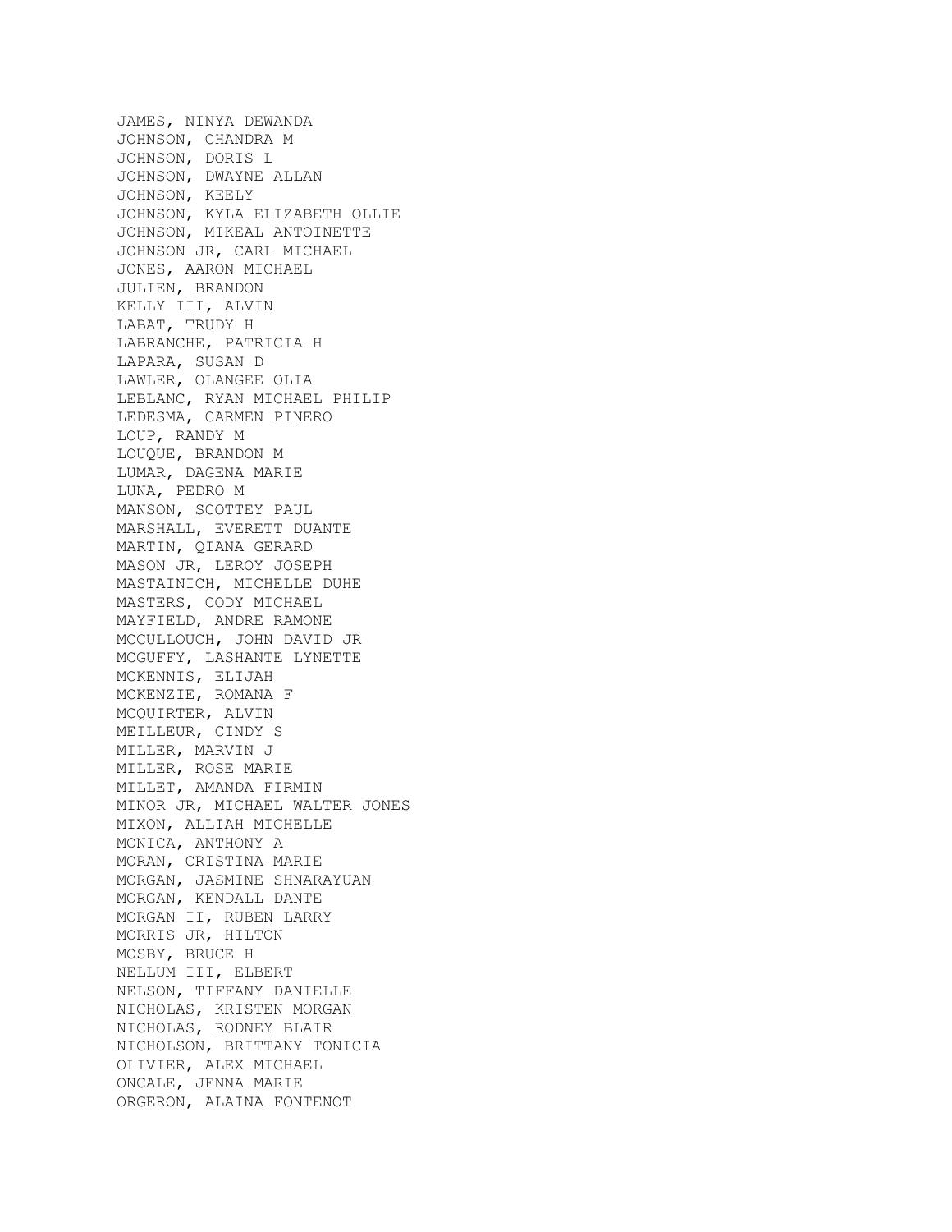JAMES, NINYA DEWANDA
JOHNSON, CHANDRA M
JOHNSON, DORIS L
JOHNSON, DWAYNE ALLAN
JOHNSON, KEELY
JOHNSON, KYLA ELIZABETH OLLIE
JOHNSON, MIKEAL ANTOINETTE
JOHNSON JR, CARL MICHAEL
JONES, AARON MICHAEL
JULIEN, BRANDON
KELLY III, ALVIN
LABAT, TRUDY H
LABRANCHE, PATRICIA H
LAPARA, SUSAN D
LAWLER, OLANGEE OLIA
LEBLANC, RYAN MICHAEL PHILIP
LEDESMA, CARMEN PINERO
LOUP, RANDY M
LOUQUE, BRANDON M
LUMAR, DAGENA MARIE
LUNA, PEDRO M
MANSON, SCOTTEY PAUL
MARSHALL, EVERETT DUANTE
MARTIN, QIANA GERARD
MASON JR, LEROY JOSEPH
MASTAINICH, MICHELLE DUHE
MASTERS, CODY MICHAEL
MAYFIELD, ANDRE RAMONE
MCCULLOUCH, JOHN DAVID JR
MCGUFFY, LASHANTE LYNETTE
MCKENNIS, ELIJAH
MCKENZIE, ROMANA F
MCQUIRTER, ALVIN
MEILLEUR, CINDY S
MILLER, MARVIN J
MILLER, ROSE MARIE
MILLET, AMANDA FIRMIN
MINOR JR, MICHAEL WALTER JONES
MIXON, ALLIAH MICHELLE
MONICA, ANTHONY A
MORAN, CRISTINA MARIE
MORGAN, JASMINE SHNARAYUAN
MORGAN, KENDALL DANTE
MORGAN II, RUBEN LARRY
MORRIS JR, HILTON
MOSBY, BRUCE H
NELLUM III, ELBERT
NELSON, TIFFANY DANIELLE
NICHOLAS, KRISTEN MORGAN
NICHOLAS, RODNEY BLAIR
NICHOLSON, BRITTANY TONICIA
OLIVIER, ALEX MICHAEL
ONCALE, JENNA MARIE
ORGERON, ALAINA FONTENOT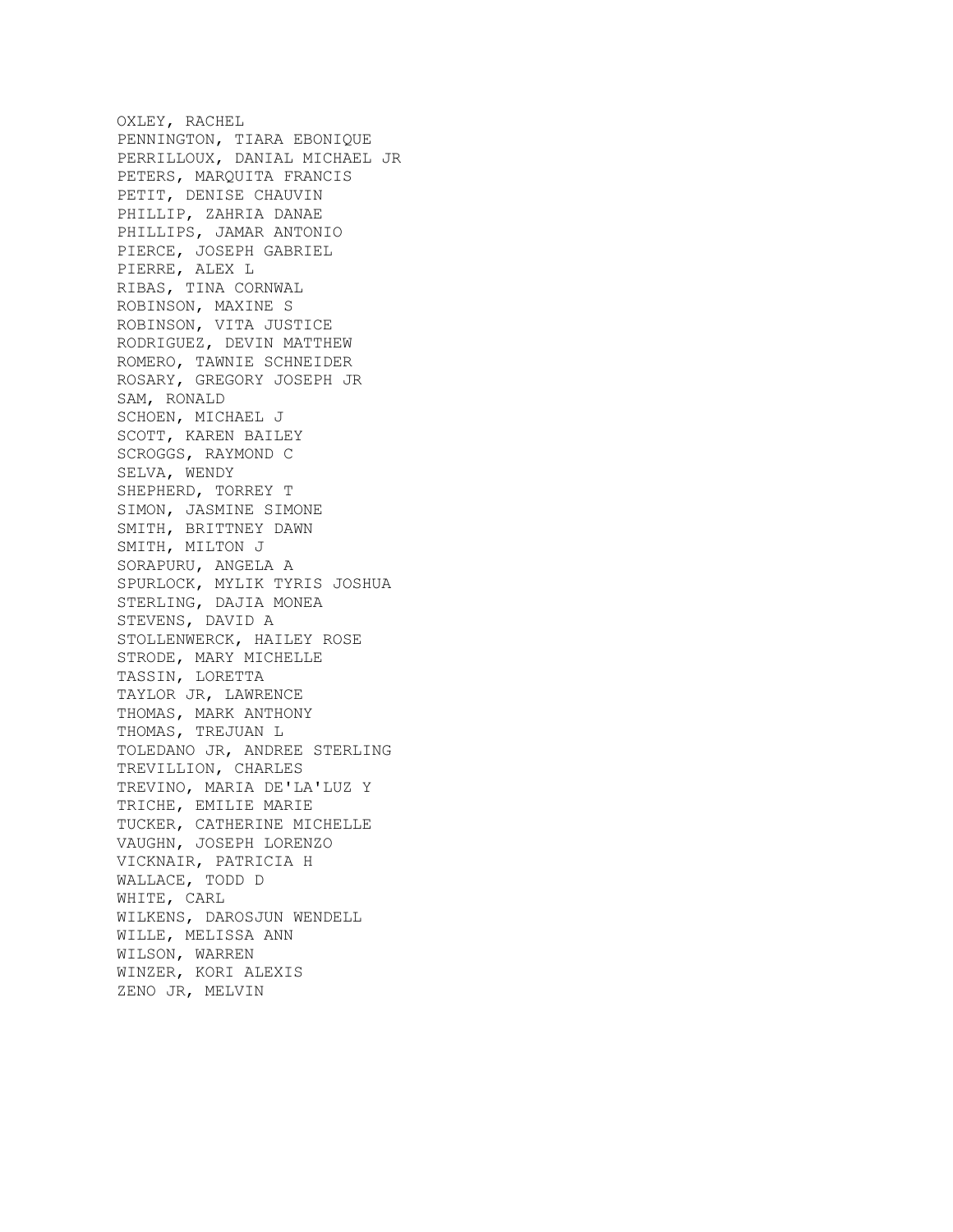OXLEY, RACHEL
PENNINGTON, TIARA EBONIQUE
PERRILLOUX, DANIAL MICHAEL JR
PETERS, MARQUITA FRANCIS
PETIT, DENISE CHAUVIN
PHILLIP, ZAHRIA DANAE
PHILLIPS, JAMAR ANTONIO
PIERCE, JOSEPH GABRIEL
PIERRE, ALEX L
RIBAS, TINA CORNWAL
ROBINSON, MAXINE S
ROBINSON, VITA JUSTICE
RODRIGUEZ, DEVIN MATTHEW
ROMERO, TAWNIE SCHNEIDER
ROSARY, GREGORY JOSEPH JR
SAM, RONALD
SCHOEN, MICHAEL J
SCOTT, KAREN BAILEY
SCROGGS, RAYMOND C
SELVA, WENDY
SHEPHERD, TORREY T
SIMON, JASMINE SIMONE
SMITH, BRITTNEY DAWN
SMITH, MILTON J
SORAPURU, ANGELA A
SPURLOCK, MYLIK TYRIS JOSHUA
STERLING, DAJIA MONEA
STEVENS, DAVID A
STOLLENWERCK, HAILEY ROSE
STRODE, MARY MICHELLE
TASSIN, LORETTA
TAYLOR JR, LAWRENCE
THOMAS, MARK ANTHONY
THOMAS, TREJUAN L
TOLEDANO JR, ANDREE STERLING
TREVILLION, CHARLES
TREVINO, MARIA DE'LA'LUZ Y
TRICHE, EMILIE MARIE
TUCKER, CATHERINE MICHELLE
VAUGHN, JOSEPH LORENZO
VICKNAIR, PATRICIA H
WALLACE, TODD D
WHITE, CARL
WILKENS, DAROSJUN WENDELL
WILLE, MELISSA ANN
WILSON, WARREN
WINZER, KORI ALEXIS
ZENO JR, MELVIN